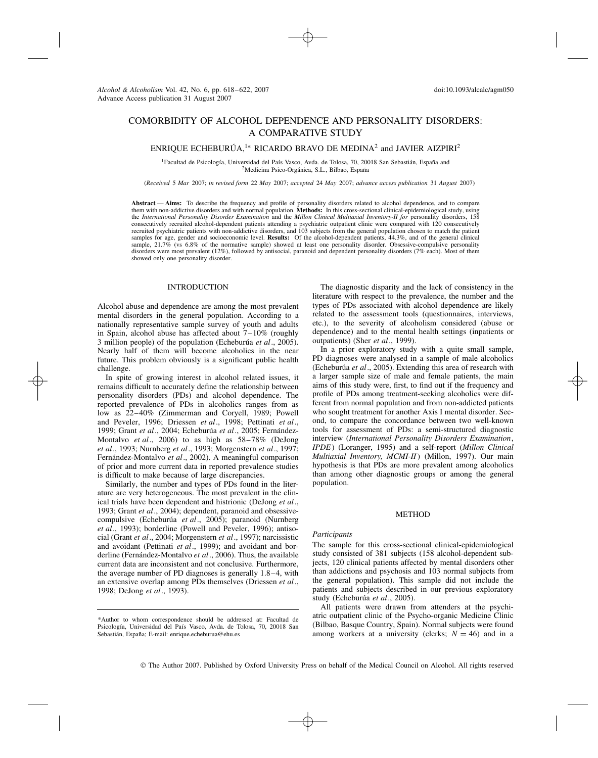# COMORBIDITY OF ALCOHOL DEPENDENCE AND PERSONALITY DISORDERS: A COMPARATIVE STUDY

ENRIQUE ECHEBURÚA,[1]* RICARDO BRAVO DE MEDINA[2] and JAVIER AIZPIRI[2]

[1]Facultad de Psicología, Universidad del País Vasco, Avda. de Tolosa, 70, 20018 San Sebastián, España and
[2]Medicina Psico-Orgánica, S.L., Bilbao, España

(*Received* 5 *Mar* 2007; *in revised form* 22 *May* 2007; *accepted* 24 *May* 2007; *advance access publication* 31 *August* 2007)

**Abstract** — **Aims:** To describe the frequency and profile of personality disorders related to alcohol dependence, and to compare them with non-addictive disorders and with normal population. **Methods:** In this cross-sectional clinical-epidemiological study, using the *International Personality Disorder Examination* and the *Millon Clinical Multiaxial Inventory-II for* personality disorders, 158 consecutively recruited alcohol-dependent patients attending a psychiatric outpatient clinic were compared with 120 consecutively recruited psychiatric patients with non-addictive disorders, and 103 subjects from the general population chosen to match the patient samples for age, gender and socioeconomic level. **Results:** Of the alcohol-dependent patients, 44.3%, and of the general clinical sample, 21.7% (vs 6.8% of the normative sample) showed at least one personality disorder. Obsessive-compulsive personality disorders were most prevalent (12%), followed by antisocial, paranoid and dependent personality disorders (7% each). Most of them showed only one personality disorder.

## INTRODUCTION

Alcohol abuse and dependence are among the most prevalent mental disorders in the general population. According to a nationally representative sample survey of youth and adults in Spain, alcohol abuse has affected about 7–10% (roughly 3 million people) of the population (Echeburúa *et al*., 2005). Nearly half of them will become alcoholics in the near future. This problem obviously is a significant public health challenge.

In spite of growing interest in alcohol related issues, it remains difficult to accurately define the relationship between personality disorders (PDs) and alcohol dependence. The reported prevalence of PDs in alcoholics ranges from as low as 22–40% (Zimmerman and Coryell, 1989; Powell and Peveler, 1996; Driessen *et al*., 1998; Pettinati *et al*., 1999; Grant *et al*., 2004; Echeburúa *et al*., 2005; Fernández-Montalvo *et al*., 2006) to as high as 58–78% (DeJong *et al*., 1993; Nurnberg *et al*., 1993; Morgenstern *et al*., 1997; Fernández-Montalvo *et al*., 2002). A meaningful comparison of prior and more current data in reported prevalence studies is difficult to make because of large discrepancies.

Similarly, the number and types of PDs found in the literature are very heterogeneous. The most prevalent in the clinical trials have been dependent and histrionic (DeJong *et al*., 1993; Grant *et al*., 2004); dependent, paranoid and obsessive-compulsive (Echeburúa *et al*., 2005); paranoid (Nurnberg *et al*., 1993); borderline (Powell and Peveler, 1996); antisocial (Grant *et al*., 2004; Morgenstern *et al*., 1997); narcissistic and avoidant (Pettinati *et al*., 1999); and avoidant and borderline (Fernández-Montalvo *et al*., 2006). Thus, the available current data are inconsistent and not conclusive. Furthermore, the average number of PD diagnoses is generally 1.8–4, with an extensive overlap among PDs themselves (Driessen *et al*., 1998; DeJong *et al*., 1993).

The diagnostic disparity and the lack of consistency in the literature with respect to the prevalence, the number and the types of PDs associated with alcohol dependence are likely related to the assessment tools (questionnaires, interviews, etc.), to the severity of alcoholism considered (abuse or dependence) and to the mental health settings (inpatients or outpatients) (Sher *et al*., 1999).

In a prior exploratory study with a quite small sample, PD diagnoses were analysed in a sample of male alcoholics (Echeburúa *et al*., 2005). Extending this area of research with a larger sample size of male and female patients, the main aims of this study were, first, to find out if the frequency and profile of PDs among treatment-seeking alcoholics were different from normal population and from non-addicted patients who sought treatment for another Axis I mental disorder. Second, to compare the concordance between two well-known tools for assessment of PDs: a semi-structured diagnostic interview (*International Personality Disorders Examination*, *IPDE*) (Loranger, 1995) and a self-report (*Millon Clinical Multiaxial Inventory, MCMI-II*) (Millon, 1997). Our main hypothesis is that PDs are more prevalent among alcoholics than among other diagnostic groups or among the general population.

## METHOD

### *Participants*

The sample for this cross-sectional clinical-epidemiological study consisted of 381 subjects (158 alcohol-dependent subjects, 120 clinical patients affected by mental disorders other than addictions and psychosis and 103 normal subjects from the general population). This sample did not include the patients and subjects described in our previous exploratory study (Echeburúa *et al*., 2005).

All patients were drawn from attenders at the psychiatric outpatient clinic of the Psycho-organic Medicine Clinic (Bilbao, Basque Country, Spain). Normal subjects were found among workers at a university (clerks; $N = 46$) and in a

*Author to whom correspondence should be addressed at: Facultad de Psicología, Universidad del País Vasco, Avda. de Tolosa, 70, 20018 San Sebastián, España; E-mail: enrique.echeburua@ehu.es

© The Author 2007. Published by Oxford University Press on behalf of the Medical Council on Alcohol. All rights reserved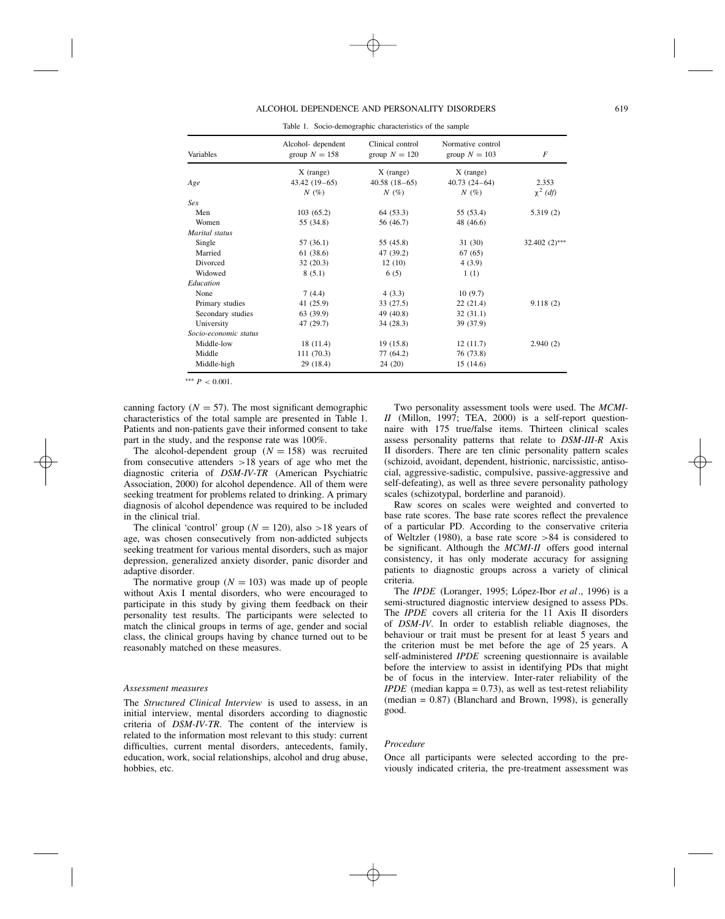Table 1. Socio-demographic characteristics of the sample

| Variables | Alcohol- dependent group $N = 158$ | Clinical control group $N = 120$ | Normative control group $N = 103$ | $F$ |
|---|---|---|---|---|
| | X (range) | X (range) | X (range) | |
| *Age* | 43.42 (19–65) | 40.58 (18–65) | 40.73 (24–64) | 2.353 |
| | $N$ (%) | $N$ (%) | $N$ (%) | $\chi^2$ (*df*) |
| *Sex* | | | | |
| Men | 103 (65.2) | 64 (53.3) | 55 (53.4) | 5.319 (2) |
| Women | 55 (34.8) | 56 (46.7) | 48 (46.6) | |
| *Marital status* | | | | |
| Single | 57 (36.1) | 55 (45.8) | 31 (30) | 32.402 (2)*** |
| Married | 61 (38.6) | 47 (39.2) | 67 (65) | |
| Divorced | 32 (20.3) | 12 (10) | 4 (3.9) | |
| Widowed | 8 (5.1) | 6 (5) | 1 (1) | |
| *Education* | | | | |
| None | 7 (4.4) | 4 (3.3) | 10 (9.7) | |
| Primary studies | 41 (25.9) | 33 (27.5) | 22 (21.4) | 9.118 (2) |
| Secondary studies | 63 (39.9) | 49 (40.8) | 32 (31.1) | |
| University | 47 (29.7) | 34 (28.3) | 39 (37.9) | |
| *Socio-economic status* | | | | |
| Middle-low | 18 (11.4) | 19 (15.8) | 12 (11.7) | 2.940 (2) |
| Middle | 111 (70.3) | 77 (64.2) | 76 (73.8) | |
| Middle-high | 29 (18.4) | 24 (20) | 15 (14.6) | |

*** $P < 0.001$.

canning factory ($N = 57$). The most significant demographic characteristics of the total sample are presented in Table 1. Patients and non-patients gave their informed consent to take part in the study, and the response rate was 100%.

The alcohol-dependent group ($N = 158$) was recruited from consecutive attenders >18 years of age who met the diagnostic criteria of *DSM-IV-TR* (American Psychiatric Association, 2000) for alcohol dependence. All of them were seeking treatment for problems related to drinking. A primary diagnosis of alcohol dependence was required to be included in the clinical trial.

The clinical 'control' group ($N = 120$), also >18 years of age, was chosen consecutively from non-addicted subjects seeking treatment for various mental disorders, such as major depression, generalized anxiety disorder, panic disorder and adaptive disorder.

The normative group ($N = 103$) was made up of people without Axis I mental disorders, who were encouraged to participate in this study by giving them feedback on their personality test results. The participants were selected to match the clinical groups in terms of age, gender and social class, the clinical groups having by chance turned out to be reasonably matched on these measures.

### *Assessment measures*

The *Structured Clinical Interview* is used to assess, in an initial interview, mental disorders according to diagnostic criteria of *DSM-IV-TR*. The content of the interview is related to the information most relevant to this study: current difficulties, current mental disorders, antecedents, family, education, work, social relationships, alcohol and drug abuse, hobbies, etc.

Two personality assessment tools were used. The *MCMI-II* (Millon, 1997; TEA, 2000) is a self-report questionnaire with 175 true/false items. Thirteen clinical scales assess personality patterns that relate to *DSM-III-R* Axis II disorders. There are ten clinic personality pattern scales (schizoid, avoidant, dependent, histrionic, narcissistic, antisocial, aggressive-sadistic, compulsive, passive-aggressive and self-defeating), as well as three severe personality pathology scales (schizotypal, borderline and paranoid).

Raw scores on scales were weighted and converted to base rate scores. The base rate scores reflect the prevalence of a particular PD. According to the conservative criteria of Weltzler (1980), a base rate score >84 is considered to be significant. Although the *MCMI-II* offers good internal consistency, it has only moderate accuracy for assigning patients to diagnostic groups across a variety of clinical criteria.

The *IPDE* (Loranger, 1995; López-Ibor *et al*., 1996) is a semi-structured diagnostic interview designed to assess PDs. The *IPDE* covers all criteria for the 11 Axis II disorders of *DSM-IV*. In order to establish reliable diagnoses, the behaviour or trait must be present for at least 5 years and the criterion must be met before the age of 25 years. A self-administered *IPDE* screening questionnaire is available before the interview to assist in identifying PDs that might be of focus in the interview. Inter-rater reliability of the *IPDE* (median kappa = 0.73), as well as test-retest reliability (median = 0.87) (Blanchard and Brown, 1998), is generally good.

### *Procedure*

Once all participants were selected according to the previously indicated criteria, the pre-treatment assessment was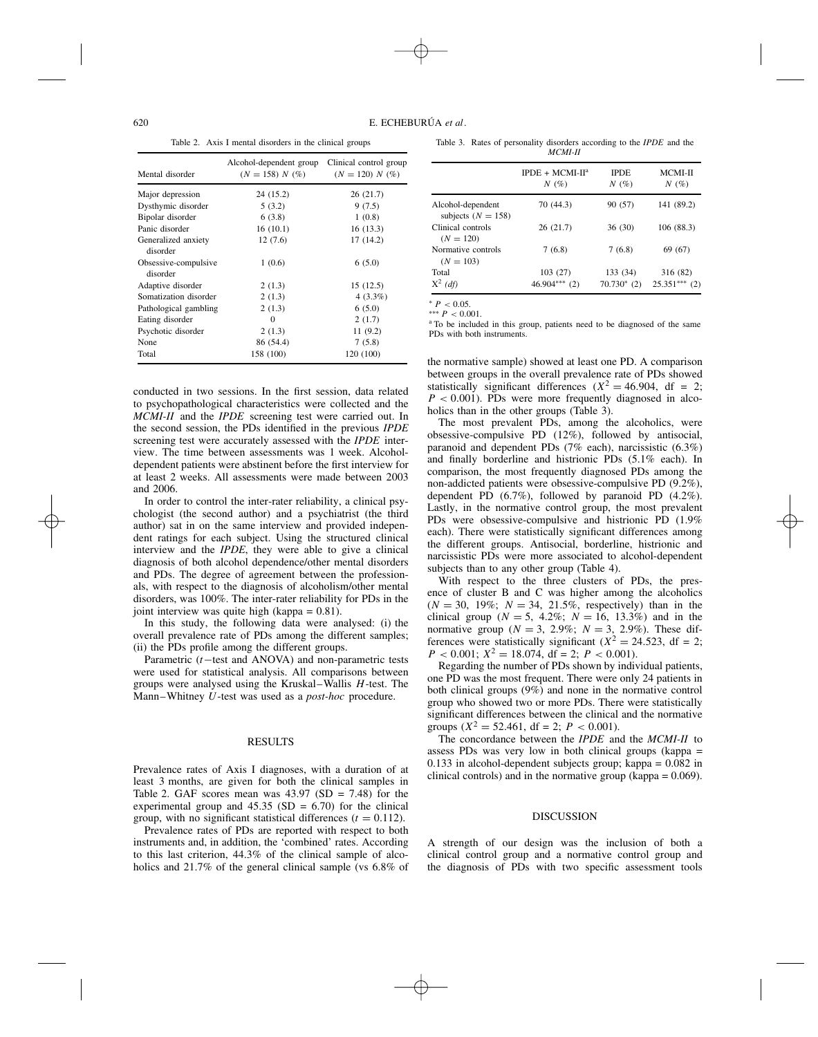Table 2. Axis I mental disorders in the clinical groups

| Mental disorder | Alcohol-dependent group ($N$ = 158) $N$ (%) | Clinical control group ($N$ = 120) $N$ (%) |
|---|---|---|
| Major depression | 24 (15.2) | 26 (21.7) |
| Dysthymic disorder | 5 (3.2) | 9 (7.5) |
| Bipolar disorder | 6 (3.8) | 1 (0.8) |
| Panic disorder | 16 (10.1) | 16 (13.3) |
| Generalized anxiety disorder | 12 (7.6) | 17 (14.2) |
| Obsessive-compulsive disorder | 1 (0.6) | 6 (5.0) |
| Adaptive disorder | 2 (1.3) | 15 (12.5) |
| Somatization disorder | 2 (1.3) | 4 (3.3%) |
| Pathological gambling | 2 (1.3) | 6 (5.0) |
| Eating disorder | 0 | 2 (1.7) |
| Psychotic disorder | 2 (1.3) | 11 (9.2) |
| None | 86 (54.4) | 7 (5.8) |
| Total | 158 (100) | 120 (100) |

conducted in two sessions. In the first session, data related to psychopathological characteristics were collected and the *MCMI-II* and the *IPDE* screening test were carried out. In the second session, the PDs identified in the previous *IPDE* screening test were accurately assessed with the *IPDE* interview. The time between assessments was 1 week. Alcohol-dependent patients were abstinent before the first interview for at least 2 weeks. All assessments were made between 2003 and 2006.

In order to control the inter-rater reliability, a clinical psychologist (the second author) and a psychiatrist (the third author) sat in on the same interview and provided independent ratings for each subject. Using the structured clinical interview and the *IPDE*, they were able to give a clinical diagnosis of both alcohol dependence/other mental disorders and PDs. The degree of agreement between the professionals, with respect to the diagnosis of alcoholism/other mental disorders, was 100%. The inter-rater reliability for PDs in the joint interview was quite high (kappa = 0.81).

In this study, the following data were analysed: (i) the overall prevalence rate of PDs among the different samples; (ii) the PDs profile among the different groups.

Parametric ($t$−test and ANOVA) and non-parametric tests were used for statistical analysis. All comparisons between groups were analysed using the Kruskal–Wallis $H$-test. The Mann–Whitney $U$-test was used as a *post-hoc* procedure.

## RESULTS

Prevalence rates of Axis I diagnoses, with a duration of at least 3 months, are given for both the clinical samples in Table 2. GAF scores mean was 43.97 (SD = 7.48) for the experimental group and 45.35 (SD = 6.70) for the clinical group, with no significant statistical differences ($t$ = 0.112).

Prevalence rates of PDs are reported with respect to both instruments and, in addition, the 'combined' rates. According to this last criterion, 44.3% of the clinical sample of alcoholics and 21.7% of the general clinical sample (vs 6.8% of the normative sample) showed at least one PD. A comparison between groups in the overall prevalence rate of PDs showed statistically significant differences ($X^2 = 46.904$, df = 2; $P < 0.001$). PDs were more frequently diagnosed in alcoholics than in the other groups (Table 3).

Table 3. Rates of personality disorders according to the *IPDE* and the *MCMI-II*

| | IPDE + MCMI-II[a] $N$ (%) | IPDE $N$ (%) | MCMI-II $N$ (%) |
|---|---|---|---|
| Alcohol-dependent subjects ($N$ = 158) | 70 (44.3) | 90 (57) | 141 (89.2) |
| Clinical controls ($N$ = 120) | 26 (21.7) | 36 (30) | 106 (88.3) |
| Normative controls ($N$ = 103) | 7 (6.8) | 7 (6.8) | 69 (67) |
| Total | 103 (27) | 133 (34) | 316 (82) |
| $X^2$ *(df)* | 46.904*** (2) | 70.730* (2) | 25.351*** (2) |

* $P < 0.05$.
*** $P < 0.001$.
[a] To be included in this group, patients need to be diagnosed of the same PDs with both instruments.

The most prevalent PDs, among the alcoholics, were obsessive-compulsive PD (12%), followed by antisocial, paranoid and dependent PDs (7% each), narcissistic (6.3%) and finally borderline and histrionic PDs (5.1% each). In comparison, the most frequently diagnosed PDs among the non-addicted patients were obsessive-compulsive PD (9.2%), dependent PD (6.7%), followed by paranoid PD (4.2%). Lastly, in the normative control group, the most prevalent PDs were obsessive-compulsive and histrionic PD (1.9% each). There were statistically significant differences among the different groups. Antisocial, borderline, histrionic and narcissistic PDs were more associated to alcohol-dependent subjects than to any other group (Table 4).

With respect to the three clusters of PDs, the presence of cluster B and C was higher among the alcoholics ($N = 30$, 19%; $N = 34$, 21.5%, respectively) than in the clinical group ($N = 5$, 4.2%; $N = 16$, 13.3%) and in the normative group ($N = 3$, 2.9%; $N = 3$, 2.9%). These differences were statistically significant ($X^2 = 24.523$, df = 2; $P < 0.001$; $X^2 = 18.074$, df = 2; $P < 0.001$).

Regarding the number of PDs shown by individual patients, one PD was the most frequent. There were only 24 patients in both clinical groups (9%) and none in the normative control group who showed two or more PDs. There were statistically significant differences between the clinical and the normative groups ($X^2 = 52.461$, df = 2; $P < 0.001$).

The concordance between the *IPDE* and the *MCMI-II* to assess PDs was very low in both clinical groups (kappa = 0.133 in alcohol-dependent subjects group; kappa = 0.082 in clinical controls) and in the normative group (kappa = 0.069).

## DISCUSSION

A strength of our design was the inclusion of both a clinical control group and a normative control group and the diagnosis of PDs with two specific assessment tools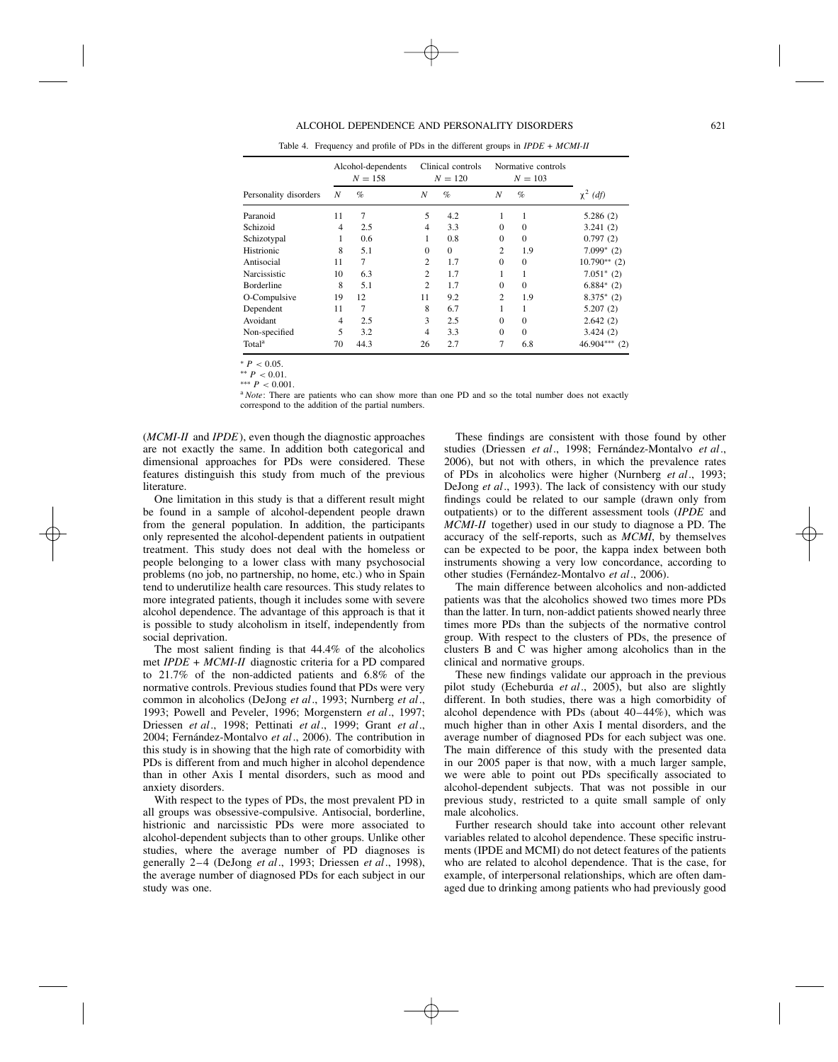Table 4. Frequency and profile of PDs in the different groups in *IPDE + MCMI-II*

| Personality disorders | Alcohol-dependents $N = 158$ | | Clinical controls $N = 120$ | | Normative controls $N = 103$ | | |
|---|---|---|---|---|---|---|---|
| | *N* | % | *N* | % | *N* | % | $\chi^2$ *(df)* |
| Paranoid | 11 | 7 | 5 | 4.2 | 1 | 1 | 5.286 (2) |
| Schizoid | 4 | 2.5 | 4 | 3.3 | 0 | 0 | 3.241 (2) |
| Schizotypal | 1 | 0.6 | 1 | 0.8 | 0 | 0 | 0.797 (2) |
| Histrionic | 8 | 5.1 | 0 | 0 | 2 | 1.9 | 7.099* (2) |
| Antisocial | 11 | 7 | 2 | 1.7 | 0 | 0 | 10.790** (2) |
| Narcissistic | 10 | 6.3 | 2 | 1.7 | 1 | 1 | 7.051* (2) |
| Borderline | 8 | 5.1 | 2 | 1.7 | 0 | 0 | 6.884* (2) |
| O-Compulsive | 19 | 12 | 11 | 9.2 | 2 | 1.9 | 8.375* (2) |
| Dependent | 11 | 7 | 8 | 6.7 | 1 | 1 | 5.207 (2) |
| Avoidant | 4 | 2.5 | 3 | 2.5 | 0 | 0 | 2.642 (2) |
| Non-specified | 5 | 3.2 | 4 | 3.3 | 0 | 0 | 3.424 (2) |
| Total[a] | 70 | 44.3 | 26 | 2.7 | 7 | 6.8 | 46.904*** (2) |

* $P < 0.05$.
** $P < 0.01$.
*** $P < 0.001$.
[a] *Note*: There are patients who can show more than one PD and so the total number does not exactly correspond to the addition of the partial numbers.

(*MCMI-II* and *IPDE*), even though the diagnostic approaches are not exactly the same. In addition both categorical and dimensional approaches for PDs were considered. These features distinguish this study from much of the previous literature.

One limitation in this study is that a different result might be found in a sample of alcohol-dependent people drawn from the general population. In addition, the participants only represented the alcohol-dependent patients in outpatient treatment. This study does not deal with the homeless or people belonging to a lower class with many psychosocial problems (no job, no partnership, no home, etc.) who in Spain tend to underutilize health care resources. This study relates to more integrated patients, though it includes some with severe alcohol dependence. The advantage of this approach is that it is possible to study alcoholism in itself, independently from social deprivation.

The most salient finding is that 44.4% of the alcoholics met *IPDE + MCMI-II* diagnostic criteria for a PD compared to 21.7% of the non-addicted patients and 6.8% of the normative controls. Previous studies found that PDs were very common in alcoholics (DeJong *et al*., 1993; Nurnberg *et al*., 1993; Powell and Peveler, 1996; Morgenstern *et al*., 1997; Driessen *et al*., 1998; Pettinati *et al*., 1999; Grant *et al*., 2004; Fernández-Montalvo *et al*., 2006). The contribution in this study is in showing that the high rate of comorbidity with PDs is different from and much higher in alcohol dependence than in other Axis I mental disorders, such as mood and anxiety disorders.

With respect to the types of PDs, the most prevalent PD in all groups was obsessive-compulsive. Antisocial, borderline, histrionic and narcissistic PDs were more associated to alcohol-dependent subjects than to other groups. Unlike other studies, where the average number of PD diagnoses is generally 2–4 (DeJong *et al*., 1993; Driessen *et al*., 1998), the average number of diagnosed PDs for each subject in our study was one.

These findings are consistent with those found by other studies (Driessen *et al*., 1998; Fernández-Montalvo *et al*., 2006), but not with others, in which the prevalence rates of PDs in alcoholics were higher (Nurnberg *et al*., 1993; DeJong *et al*., 1993). The lack of consistency with our study findings could be related to our sample (drawn only from outpatients) or to the different assessment tools (*IPDE* and *MCMI-II* together) used in our study to diagnose a PD. The accuracy of the self-reports, such as *MCMI*, by themselves can be expected to be poor, the kappa index between both instruments showing a very low concordance, according to other studies (Fernández-Montalvo *et al*., 2006).

The main difference between alcoholics and non-addicted patients was that the alcoholics showed two times more PDs than the latter. In turn, non-addict patients showed nearly three times more PDs than the subjects of the normative control group. With respect to the clusters of PDs, the presence of clusters B and C was higher among alcoholics than in the clinical and normative groups.

These new findings validate our approach in the previous pilot study (Echeburúa *et al*., 2005), but also are slightly different. In both studies, there was a high comorbidity of alcohol dependence with PDs (about 40–44%), which was much higher than in other Axis I mental disorders, and the average number of diagnosed PDs for each subject was one. The main difference of this study with the presented data in our 2005 paper is that now, with a much larger sample, we were able to point out PDs specifically associated to alcohol-dependent subjects. That was not possible in our previous study, restricted to a quite small sample of only male alcoholics.

Further research should take into account other relevant variables related to alcohol dependence. These specific instruments (IPDE and MCMI) do not detect features of the patients who are related to alcohol dependence. That is the case, for example, of interpersonal relationships, which are often damaged due to drinking among patients who had previously good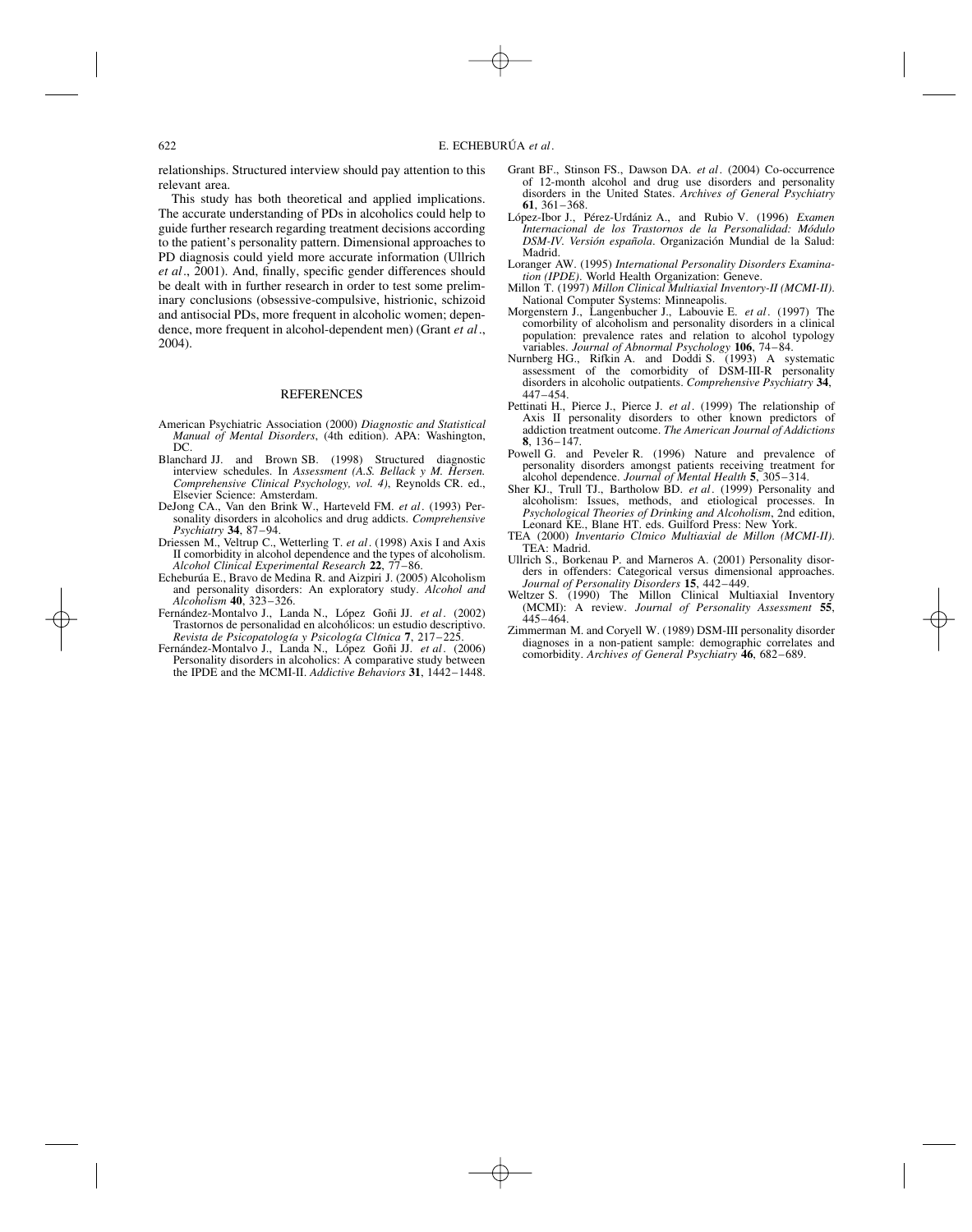relationships. Structured interview should pay attention to this relevant area.

This study has both theoretical and applied implications. The accurate understanding of PDs in alcoholics could help to guide further research regarding treatment decisions according to the patient's personality pattern. Dimensional approaches to PD diagnosis could yield more accurate information (Ullrich *et al*., 2001). And, finally, specific gender differences should be dealt with in further research in order to test some preliminary conclusions (obsessive-compulsive, histrionic, schizoid and antisocial PDs, more frequent in alcoholic women; dependence, more frequent in alcohol-dependent men) (Grant *et al*., 2004).

## REFERENCES

American Psychiatric Association (2000) *Diagnostic and Statistical Manual of Mental Disorders*, (4th edition). APA: Washington, DC.

Blanchard JJ. and Brown SB. (1998) Structured diagnostic interview schedules. In *Assessment (A.S. Bellack y M. Hersen. Comprehensive Clinical Psychology, vol. 4)*, Reynolds CR. ed., Elsevier Science: Amsterdam.

DeJong CA., Van den Brink W., Harteveld FM. *et al*. (1993) Personality disorders in alcoholics and drug addicts. *Comprehensive Psychiatry* **34**, 87–94.

Driessen M., Veltrup C., Wetterling T. *et al*. (1998) Axis I and Axis II comorbidity in alcohol dependence and the types of alcoholism. *Alcohol Clinical Experimental Research* **22**, 77–86.

Echeburúa E., Bravo de Medina R. and Aizpiri J. (2005) Alcoholism and personality disorders: An exploratory study. *Alcohol and Alcoholism* **40**, 323–326.

Fernández-Montalvo J., Landa N., López Goñi JJ. *et al*. (2002) Trastornos de personalidad en alcohólicos: un estudio descriptivo. *Revista de Psicopatología y Psicología Clínica* **7**, 217–225.

Fernández-Montalvo J., Landa N., López Goñi JJ. *et al*. (2006) Personality disorders in alcoholics: A comparative study between the IPDE and the MCMI-II. *Addictive Behaviors* **31**, 1442–1448.

Grant BF., Stinson FS., Dawson DA. *et al*. (2004) Co-occurrence of 12-month alcohol and drug use disorders and personality disorders in the United States. *Archives of General Psychiatry* **61**, 361–368.

López-Ibor J., Pérez-Urdániz A., and Rubio V. (1996) *Examen Internacional de los Trastornos de la Personalidad: Módulo DSM-IV. Versión española*. Organización Mundial de la Salud: Madrid.

Loranger AW. (1995) *International Personality Disorders Examination (IPDE)*. World Health Organization: Geneve.

Millon T. (1997) *Millon Clinical Multiaxial Inventory-II (MCMI-II)*. National Computer Systems: Minneapolis.

Morgenstern J., Langenbucher J., Labouvie E. *et al*. (1997) The comorbility of alcoholism and personality disorders in a clinical population: prevalence rates and relation to alcohol typology variables. *Journal of Abnormal Psychology* **106**, 74–84.

Nurnberg HG., Rifkin A. and Doddi S. (1993) A systematic assessment of the comorbidity of DSM-III-R personality disorders in alcoholic outpatients. *Comprehensive Psychiatry* **34**, 447–454.

Pettinati H., Pierce J., Pierce J. *et al*. (1999) The relationship of Axis II personality disorders to other known predictors of addiction treatment outcome. *The American Journal of Addictions* **8**, 136–147.

Powell G. and Peveler R. (1996) Nature and prevalence of personality disorders amongst patients receiving treatment for alcohol dependence. *Journal of Mental Health* **5**, 305–314.

Sher KJ., Trull TJ., Bartholow BD. *et al*. (1999) Personality and alcoholism: Issues, methods, and etiological processes. In *Psychological Theories of Drinking and Alcoholism*, 2nd edition, Leonard KE., Blane HT. eds. Guilford Press: New York.

TEA (2000) *Inventario Clínico Multiaxial de Millon (MCMI-II)*. TEA: Madrid.

Ullrich S., Borkenau P. and Marneros A. (2001) Personality disorders in offenders: Categorical versus dimensional approaches. *Journal of Personality Disorders* **15**, 442–449.

Weltzer S. (1990) The Millon Clinical Multiaxial Inventory (MCMI): A review. *Journal of Personality Assessment* **55**, 445–464.

Zimmerman M. and Coryell W. (1989) DSM-III personality disorder diagnoses in a non-patient sample: demographic correlates and comorbidity. *Archives of General Psychiatry* **46**, 682–689.